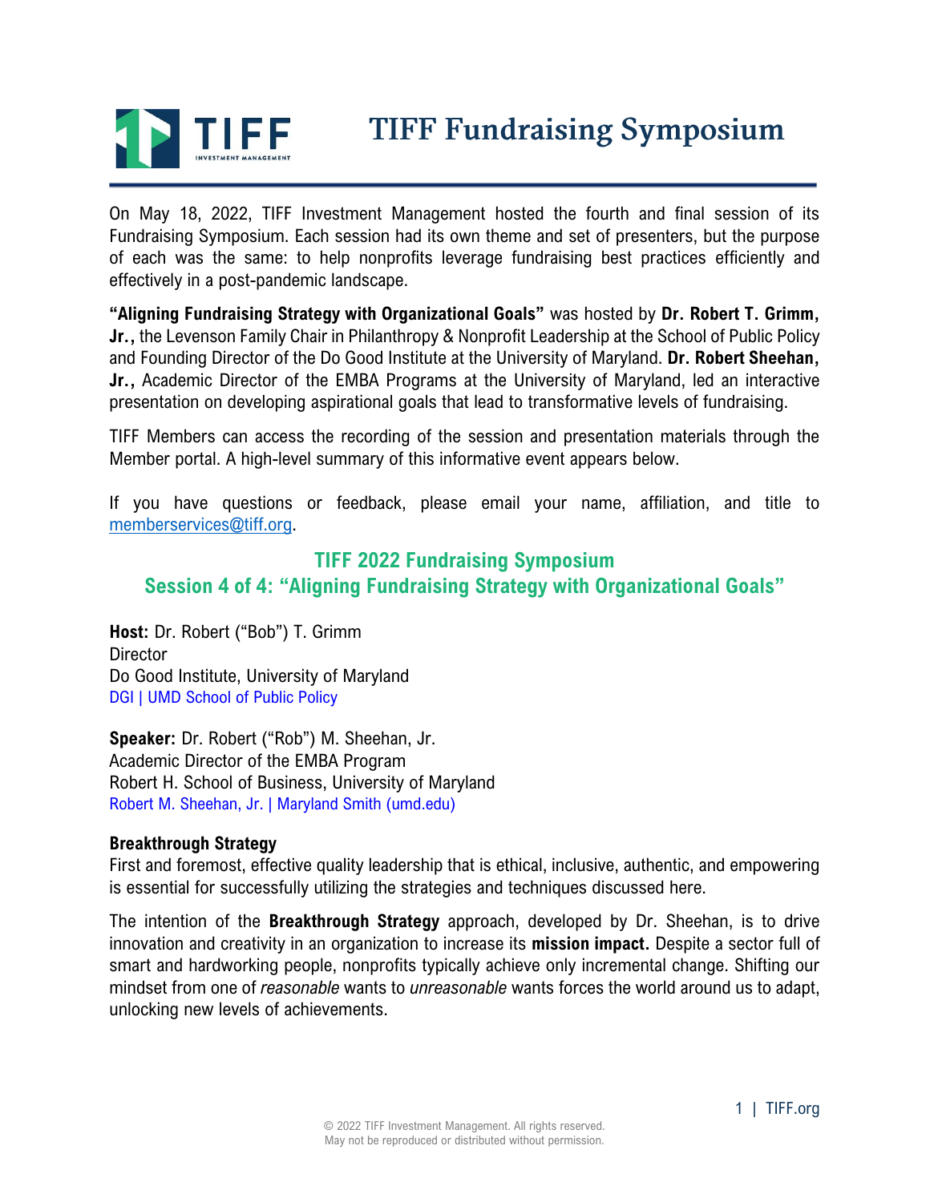# TIFF Fundraising Symposium

On May 18, 2022, TIFF Investment Management hosted the fourth and final session of its Fundraising Symposium. Each session had its own theme and set of presenters, but the purpose of each was the same: to help nonprofits leverage fundraising best practices efficiently and effectively in a post-pandemic landscape.

**"Aligning Fundraising Strategy with Organizational Goals"** was hosted by **Dr. Robert T. Grimm, Jr.,** the Levenson Family Chair in Philanthropy & Nonprofit Leadership at the School of Public Policy and Founding Director of the Do Good Institute at the University of Maryland. **Dr. Robert Sheehan, Jr.,** Academic Director of the EMBA Programs at the University of Maryland, led an interactive presentation on developing aspirational goals that lead to transformative levels of fundraising.

TIFF Members can access the recording of the session and presentation materials through the Member portal. A high-level summary of this informative event appears below.

If you have questions or feedback, please email your name, affiliation, and title to memberservices@tiff.org.

## TIFF 2022 Fundraising Symposium
## Session 4 of 4: "Aligning Fundraising Strategy with Organizational Goals"

**Host:** Dr. Robert ("Bob") T. Grimm
Director
Do Good Institute, University of Maryland
DGI | UMD School of Public Policy

**Speaker:** Dr. Robert ("Rob") M. Sheehan, Jr.
Academic Director of the EMBA Program
Robert H. School of Business, University of Maryland
Robert M. Sheehan, Jr. | Maryland Smith (umd.edu)

### Breakthrough Strategy

First and foremost, effective quality leadership that is ethical, inclusive, authentic, and empowering is essential for successfully utilizing the strategies and techniques discussed here.

The intention of the **Breakthrough Strategy** approach, developed by Dr. Sheehan, is to drive innovation and creativity in an organization to increase its **mission impact.** Despite a sector full of smart and hardworking people, nonprofits typically achieve only incremental change. Shifting our mindset from one of *reasonable* wants to *unreasonable* wants forces the world around us to adapt, unlocking new levels of achievements.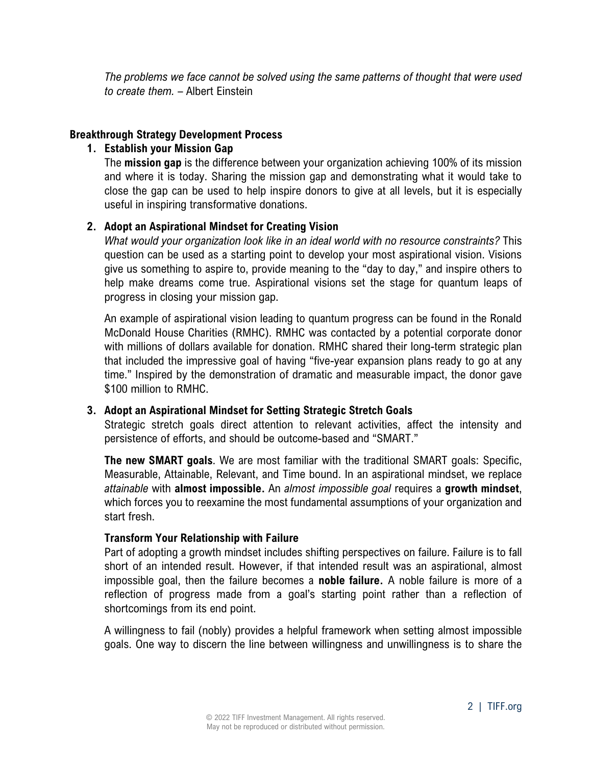*The problems we face cannot be solved using the same patterns of thought that were used to create them.* – Albert Einstein

## Breakthrough Strategy Development Process

1. **Establish your Mission Gap**

   The **mission gap** is the difference between your organization achieving 100% of its mission and where it is today. Sharing the mission gap and demonstrating what it would take to close the gap can be used to help inspire donors to give at all levels, but it is especially useful in inspiring transformative donations.

2. **Adopt an Aspirational Mindset for Creating Vision**

   *What would your organization look like in an ideal world with no resource constraints?* This question can be used as a starting point to develop your most aspirational vision. Visions give us something to aspire to, provide meaning to the "day to day," and inspire others to help make dreams come true. Aspirational visions set the stage for quantum leaps of progress in closing your mission gap.

   An example of aspirational vision leading to quantum progress can be found in the Ronald McDonald House Charities (RMHC). RMHC was contacted by a potential corporate donor with millions of dollars available for donation. RMHC shared their long-term strategic plan that included the impressive goal of having "five-year expansion plans ready to go at any time." Inspired by the demonstration of dramatic and measurable impact, the donor gave $100 million to RMHC.

3. **Adopt an Aspirational Mindset for Setting Strategic Stretch Goals**

   Strategic stretch goals direct attention to relevant activities, affect the intensity and persistence of efforts, and should be outcome-based and "SMART."

   **The new SMART goals**. We are most familiar with the traditional SMART goals: Specific, Measurable, Attainable, Relevant, and Time bound. In an aspirational mindset, we replace *attainable* with **almost impossible.** An *almost impossible goal* requires a **growth mindset**, which forces you to reexamine the most fundamental assumptions of your organization and start fresh.

   **Transform Your Relationship with Failure**

   Part of adopting a growth mindset includes shifting perspectives on failure. Failure is to fall short of an intended result. However, if that intended result was an aspirational, almost impossible goal, then the failure becomes a **noble failure.** A noble failure is more of a reflection of progress made from a goal's starting point rather than a reflection of shortcomings from its end point.

   A willingness to fail (nobly) provides a helpful framework when setting almost impossible goals. One way to discern the line between willingness and unwillingness is to share the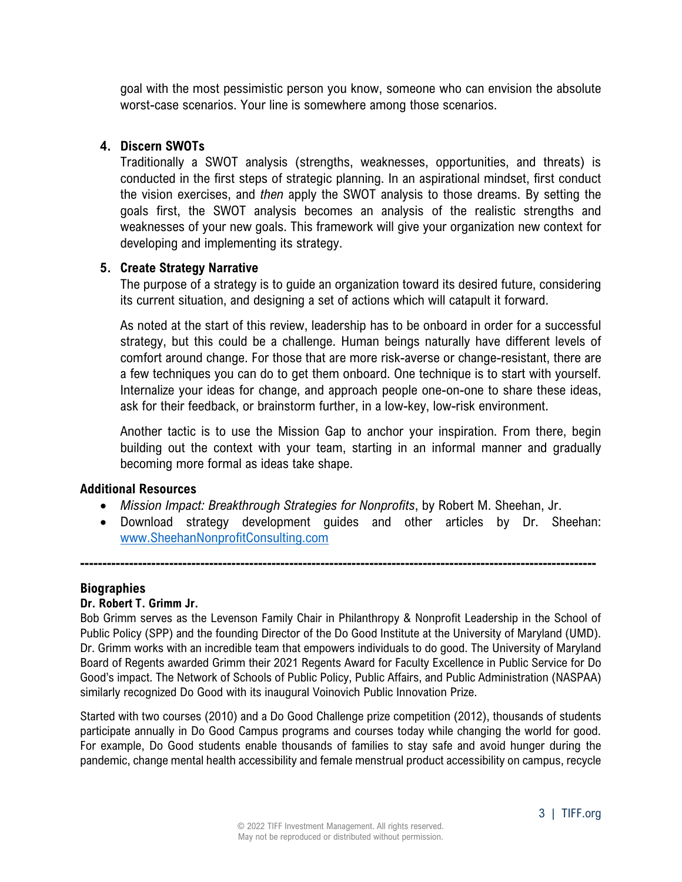goal with the most pessimistic person you know, someone who can envision the absolute worst-case scenarios. Your line is somewhere among those scenarios.

4. **Discern SWOTs**
   Traditionally a SWOT analysis (strengths, weaknesses, opportunities, and threats) is conducted in the first steps of strategic planning. In an aspirational mindset, first conduct the vision exercises, and *then* apply the SWOT analysis to those dreams. By setting the goals first, the SWOT analysis becomes an analysis of the realistic strengths and weaknesses of your new goals. This framework will give your organization new context for developing and implementing its strategy.

5. **Create Strategy Narrative**
   The purpose of a strategy is to guide an organization toward its desired future, considering its current situation, and designing a set of actions which will catapult it forward.

   As noted at the start of this review, leadership has to be onboard in order for a successful strategy, but this could be a challenge. Human beings naturally have different levels of comfort around change. For those that are more risk-averse or change-resistant, there are a few techniques you can do to get them onboard. One technique is to start with yourself. Internalize your ideas for change, and approach people one-on-one to share these ideas, ask for their feedback, or brainstorm further, in a low-key, low-risk environment.

   Another tactic is to use the Mission Gap to anchor your inspiration. From there, begin building out the context with your team, starting in an informal manner and gradually becoming more formal as ideas take shape.

**Additional Resources**

- *Mission Impact: Breakthrough Strategies for Nonprofits*, by Robert M. Sheehan, Jr.
- Download strategy development guides and other articles by Dr. Sheehan: www.SheehanNonprofitConsulting.com

---

## Biographies

**Dr. Robert T. Grimm Jr.**

Bob Grimm serves as the Levenson Family Chair in Philanthropy & Nonprofit Leadership in the School of Public Policy (SPP) and the founding Director of the Do Good Institute at the University of Maryland (UMD). Dr. Grimm works with an incredible team that empowers individuals to do good. The University of Maryland Board of Regents awarded Grimm their 2021 Regents Award for Faculty Excellence in Public Service for Do Good's impact. The Network of Schools of Public Policy, Public Affairs, and Public Administration (NASPAA) similarly recognized Do Good with its inaugural Voinovich Public Innovation Prize.

Started with two courses (2010) and a Do Good Challenge prize competition (2012), thousands of students participate annually in Do Good Campus programs and courses today while changing the world for good. For example, Do Good students enable thousands of families to stay safe and avoid hunger during the pandemic, change mental health accessibility and female menstrual product accessibility on campus, recycle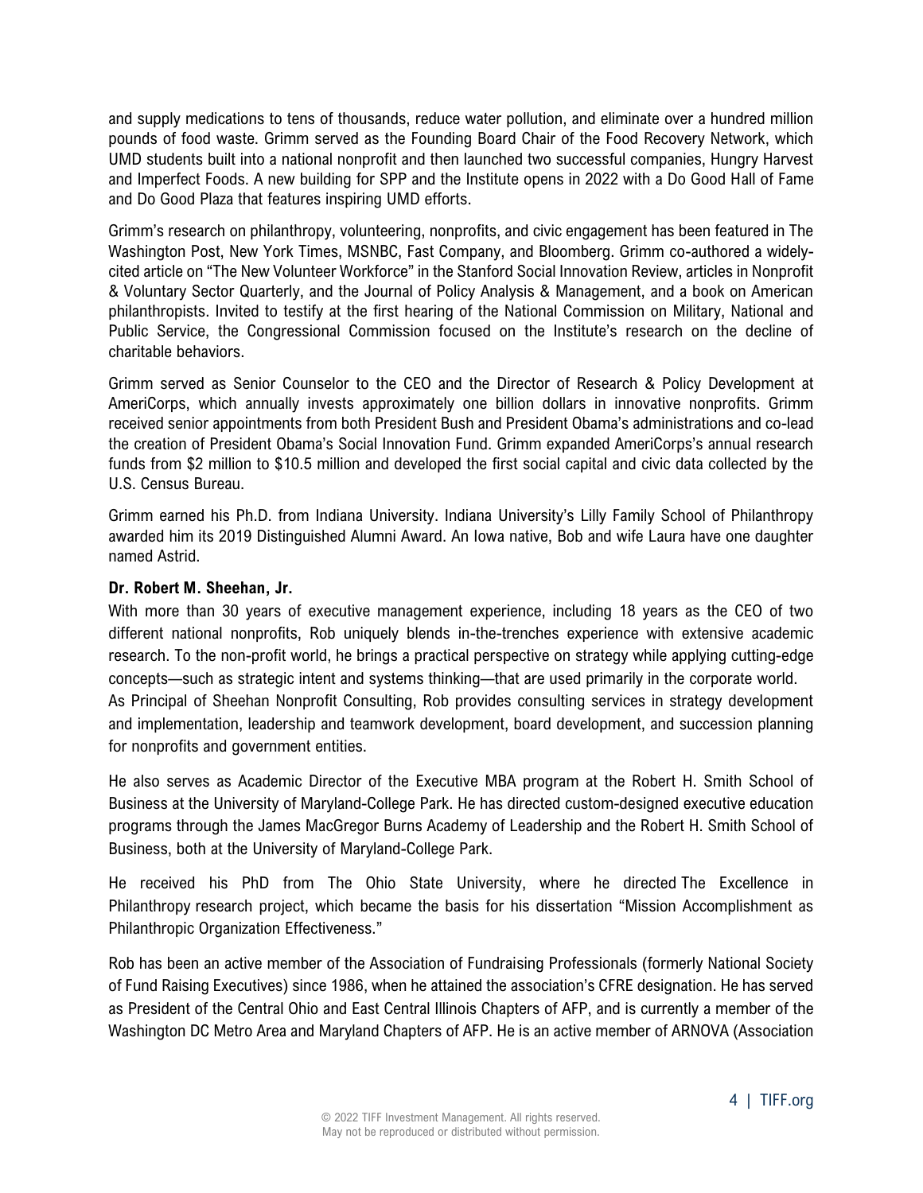and supply medications to tens of thousands, reduce water pollution, and eliminate over a hundred million pounds of food waste. Grimm served as the Founding Board Chair of the Food Recovery Network, which UMD students built into a national nonprofit and then launched two successful companies, Hungry Harvest and Imperfect Foods. A new building for SPP and the Institute opens in 2022 with a Do Good Hall of Fame and Do Good Plaza that features inspiring UMD efforts.

Grimm's research on philanthropy, volunteering, nonprofits, and civic engagement has been featured in The Washington Post, New York Times, MSNBC, Fast Company, and Bloomberg. Grimm co-authored a widely-cited article on "The New Volunteer Workforce" in the Stanford Social Innovation Review, articles in Nonprofit & Voluntary Sector Quarterly, and the Journal of Policy Analysis & Management, and a book on American philanthropists. Invited to testify at the first hearing of the National Commission on Military, National and Public Service, the Congressional Commission focused on the Institute's research on the decline of charitable behaviors.

Grimm served as Senior Counselor to the CEO and the Director of Research & Policy Development at AmeriCorps, which annually invests approximately one billion dollars in innovative nonprofits. Grimm received senior appointments from both President Bush and President Obama's administrations and co-lead the creation of President Obama's Social Innovation Fund. Grimm expanded AmeriCorps's annual research funds from $2 million to $10.5 million and developed the first social capital and civic data collected by the U.S. Census Bureau.

Grimm earned his Ph.D. from Indiana University. Indiana University's Lilly Family School of Philanthropy awarded him its 2019 Distinguished Alumni Award. An Iowa native, Bob and wife Laura have one daughter named Astrid.

**Dr. Robert M. Sheehan, Jr.**

With more than 30 years of executive management experience, including 18 years as the CEO of two different national nonprofits, Rob uniquely blends in-the-trenches experience with extensive academic research. To the non-profit world, he brings a practical perspective on strategy while applying cutting-edge concepts—such as strategic intent and systems thinking—that are used primarily in the corporate world.

As Principal of Sheehan Nonprofit Consulting, Rob provides consulting services in strategy development and implementation, leadership and teamwork development, board development, and succession planning for nonprofits and government entities.

He also serves as Academic Director of the Executive MBA program at the Robert H. Smith School of Business at the University of Maryland-College Park. He has directed custom-designed executive education programs through the James MacGregor Burns Academy of Leadership and the Robert H. Smith School of Business, both at the University of Maryland-College Park.

He received his PhD from The Ohio State University, where he directed The Excellence in Philanthropy research project, which became the basis for his dissertation "Mission Accomplishment as Philanthropic Organization Effectiveness."

Rob has been an active member of the Association of Fundraising Professionals (formerly National Society of Fund Raising Executives) since 1986, when he attained the association's CFRE designation. He has served as President of the Central Ohio and East Central Illinois Chapters of AFP, and is currently a member of the Washington DC Metro Area and Maryland Chapters of AFP. He is an active member of ARNOVA (Association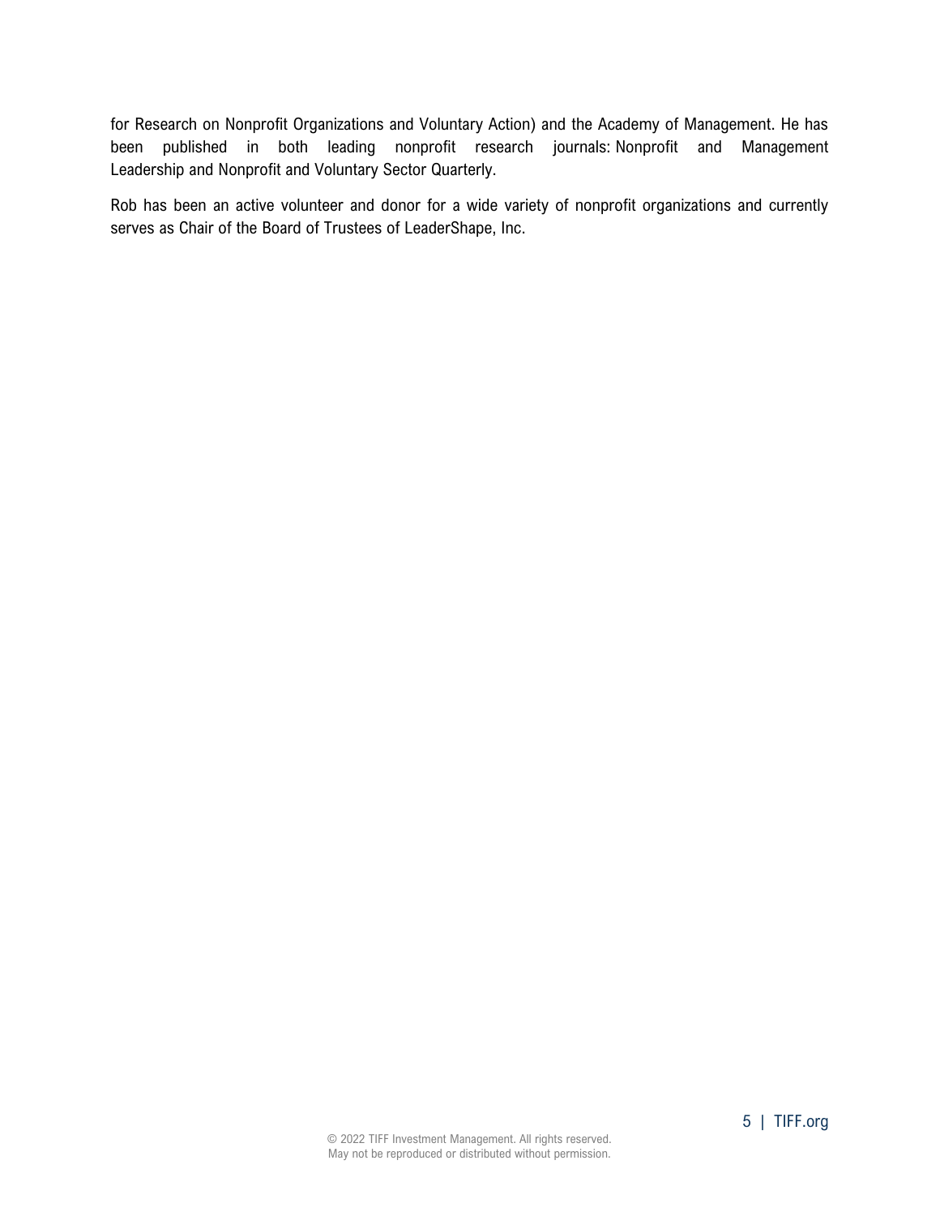for Research on Nonprofit Organizations and Voluntary Action) and the Academy of Management. He has been published in both leading nonprofit research journals: Nonprofit and Management Leadership and Nonprofit and Voluntary Sector Quarterly.

Rob has been an active volunteer and donor for a wide variety of nonprofit organizations and currently serves as Chair of the Board of Trustees of LeaderShape, Inc.